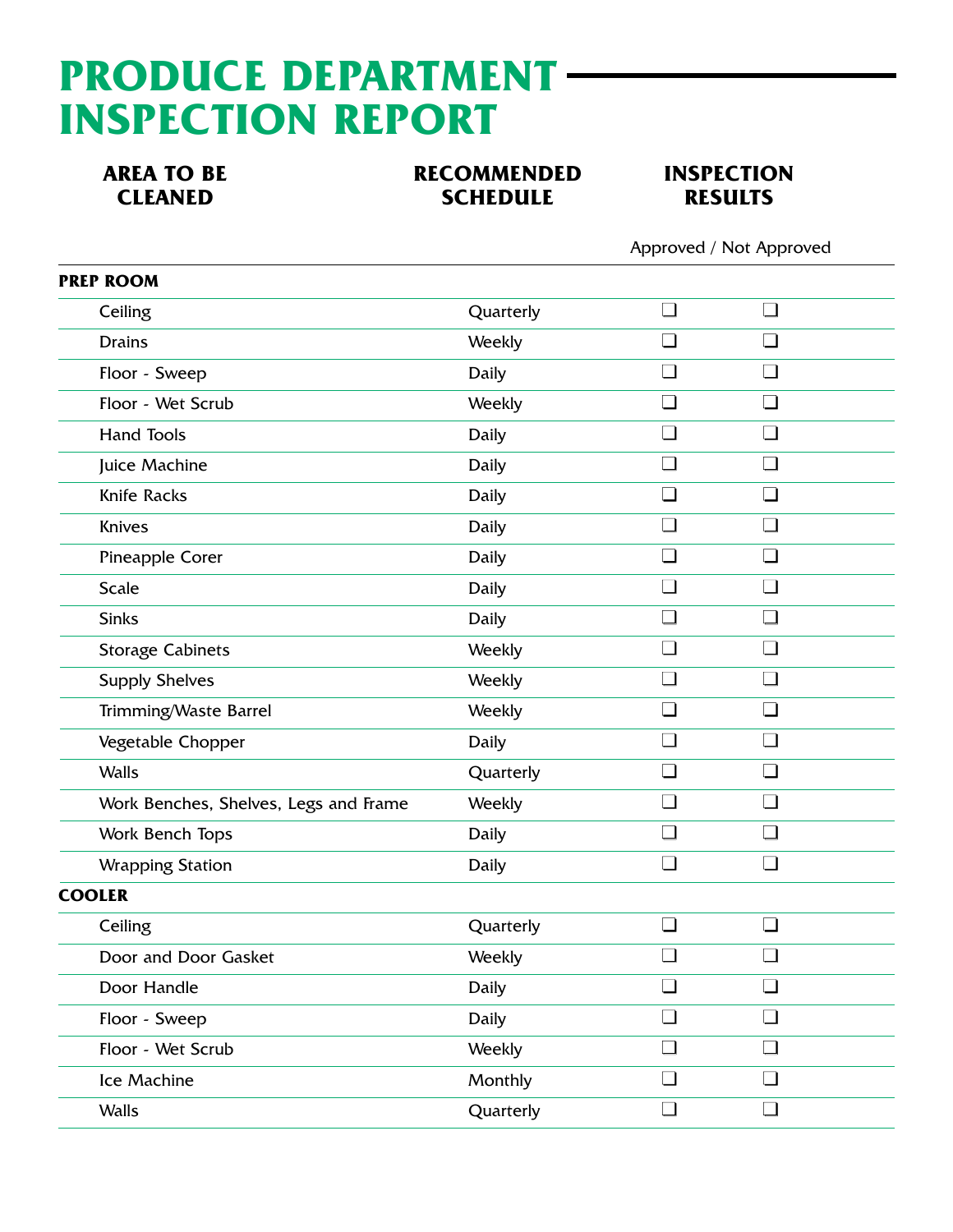# PRODUCE DEPARTMENT INSPECTION REPORT

| AREA TO BE CLEANED | RECOMMENDED SCHEDULE | INSPECTION RESULTS | |
|---|---|---|---|
| | | Approved | Not Approved |
| **PREP ROOM** | | | |
| Ceiling | Quarterly | ❑ | ❑ |
| Drains | Weekly | ❑ | ❑ |
| Floor - Sweep | Daily | ❑ | ❑ |
| Floor - Wet Scrub | Weekly | ❑ | ❑ |
| Hand Tools | Daily | ❑ | ❑ |
| Juice Machine | Daily | ❑ | ❑ |
| Knife Racks | Daily | ❑ | ❑ |
| Knives | Daily | ❑ | ❑ |
| Pineapple Corer | Daily | ❑ | ❑ |
| Scale | Daily | ❑ | ❑ |
| Sinks | Daily | ❑ | ❑ |
| Storage Cabinets | Weekly | ❑ | ❑ |
| Supply Shelves | Weekly | ❑ | ❑ |
| Trimming/Waste Barrel | Weekly | ❑ | ❑ |
| Vegetable Chopper | Daily | ❑ | ❑ |
| Walls | Quarterly | ❑ | ❑ |
| Work Benches, Shelves, Legs and Frame | Weekly | ❑ | ❑ |
| Work Bench Tops | Daily | ❑ | ❑ |
| Wrapping Station | Daily | ❑ | ❑ |
| **COOLER** | | | |
| Ceiling | Quarterly | ❑ | ❑ |
| Door and Door Gasket | Weekly | ❑ | ❑ |
| Door Handle | Daily | ❑ | ❑ |
| Floor - Sweep | Daily | ❑ | ❑ |
| Floor - Wet Scrub | Weekly | ❑ | ❑ |
| Ice Machine | Monthly | ❑ | ❑ |
| Walls | Quarterly | ❑ | ❑ |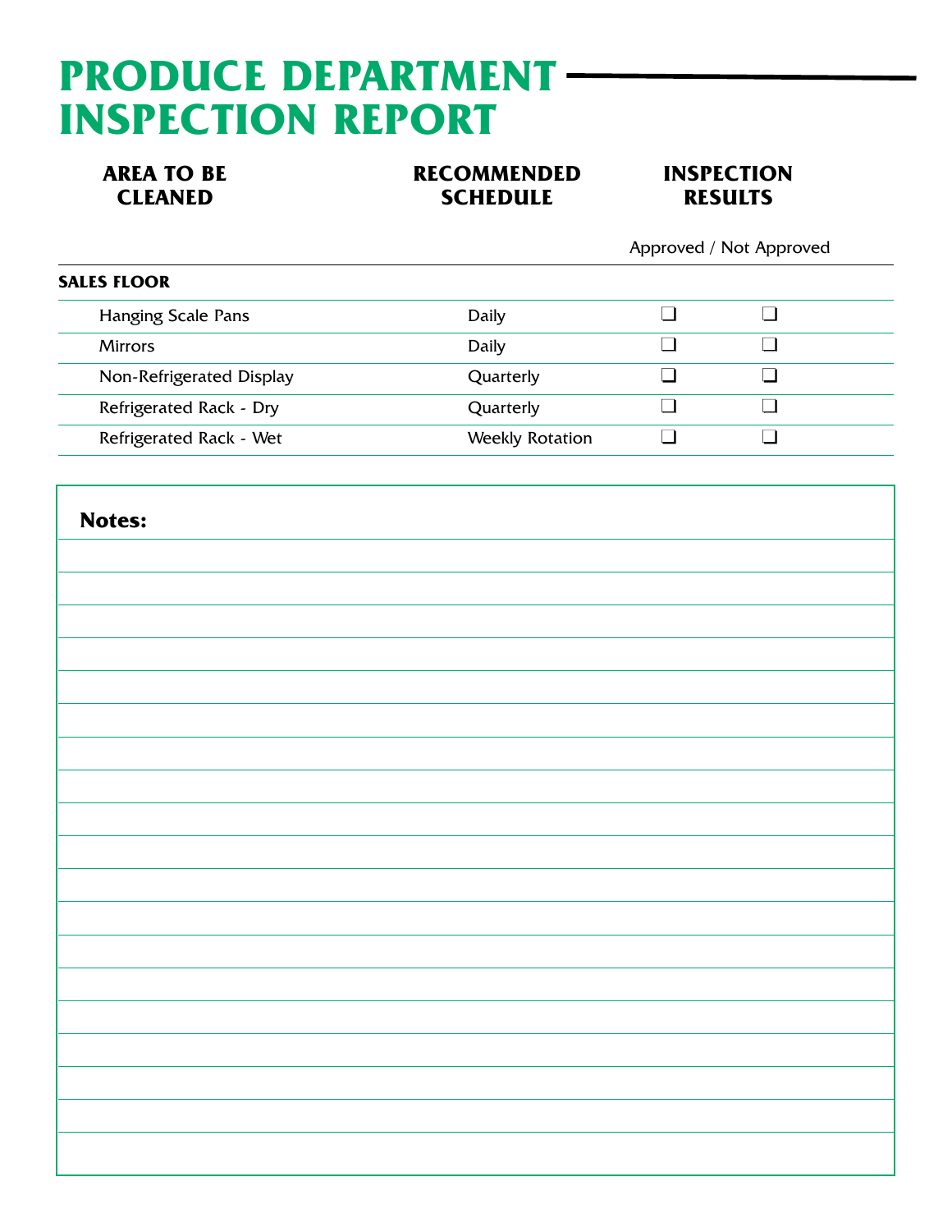# PRODUCE DEPARTMENT INSPECTION REPORT

| AREA TO BE CLEANED | RECOMMENDED SCHEDULE | INSPECTION RESULTS | |
|---|---|---|---|
| | | Approved | Not Approved |
| **SALES FLOOR** | | | |
| Hanging Scale Pans | Daily | ❑ | ❑ |
| Mirrors | Daily | ❑ | ❑ |
| Non-Refrigerated Display | Quarterly | ❑ | ❑ |
| Refrigerated Rack - Dry | Quarterly | ❑ | ❑ |
| Refrigerated Rack - Wet | Weekly Rotation | ❑ | ❑ |

**Notes:**